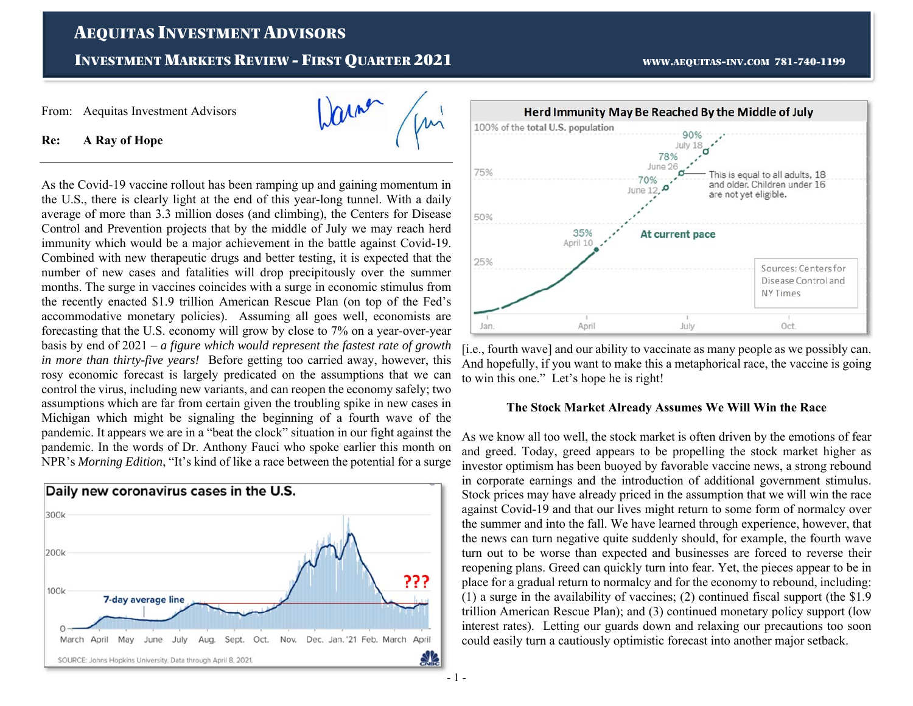# AEQUITAS INVESTMENT ADVISORS

## INVESTMENT MARKETS REVIEW - FIRST QUARTER 2021

WWW.AEQUITAS-INV.COM 781-740-1199

From: Aequitas Investment Advisors

**Re: A Ray of Hope**

As the Covid-19 vaccine rollout has been ramping up and gaining momentum in the U.S., there is clearly light at the end of this year-long tunnel. With a daily average of more than 3.3 million doses (and climbing), the Centers for Disease Control and Prevention projects that by the middle of July we may reach herd immunity which would be a major achievement in the battle against Covid-19. Combined with new therapeutic drugs and better testing, it is expected that the number of new cases and fatalities will drop precipitously over the summer months. The surge in vaccines coincides with a surge in economic stimulus from the recently enacted $1.9 trillion American Rescue Plan (on top of the Fed's accommodative monetary policies). Assuming all goes well, economists are forecasting that the U.S. economy will grow by close to 7% on a year-over-year basis by end of 2021 – *a figure which would represent the fastest rate of growth in more than thirty-five years!* Before getting too carried away, however, this rosy economic forecast is largely predicated on the assumptions that we can control the virus, including new variants, and can reopen the economy safely; two assumptions which are far from certain given the troubling spike in new cases in Michigan which might be signaling the beginning of a fourth wave of the pandemic. It appears we are in a "beat the clock" situation in our fight against the pandemic. In the words of Dr. Anthony Fauci who spoke earlier this month on NPR's *Morning Edition*, "It's kind of like a race between the potential for a surge [i.e., fourth wave] and our ability to vaccinate as many people as we possibly can. And hopefully, if you want to make this a metaphorical race, the vaccine is going to win this one." Let's hope he is right!

**Daily new coronavirus cases in the U.S.**

SOURCE: Johns Hopkins University. Data through April 8, 2021.

**Herd Immunity May Be Reached By the Middle of July**

Sources: Centers for Disease Control and NY Times

### The Stock Market Already Assumes We Will Win the Race

As we know all too well, the stock market is often driven by the emotions of fear and greed. Today, greed appears to be propelling the stock market higher as investor optimism has been buoyed by favorable vaccine news, a strong rebound in corporate earnings and the introduction of additional government stimulus. Stock prices may have already priced in the assumption that we will win the race against Covid-19 and that our lives might return to some form of normalcy over the summer and into the fall. We have learned through experience, however, that the news can turn negative quite suddenly should, for example, the fourth wave turn out to be worse than expected and businesses are forced to reverse their reopening plans. Greed can quickly turn into fear. Yet, the pieces appear to be in place for a gradual return to normalcy and for the economy to rebound, including: (1) a surge in the availability of vaccines; (2) continued fiscal support (the $1.9 trillion American Rescue Plan); and (3) continued monetary policy support (low interest rates). Letting our guards down and relaxing our precautions too soon could easily turn a cautiously optimistic forecast into another major setback.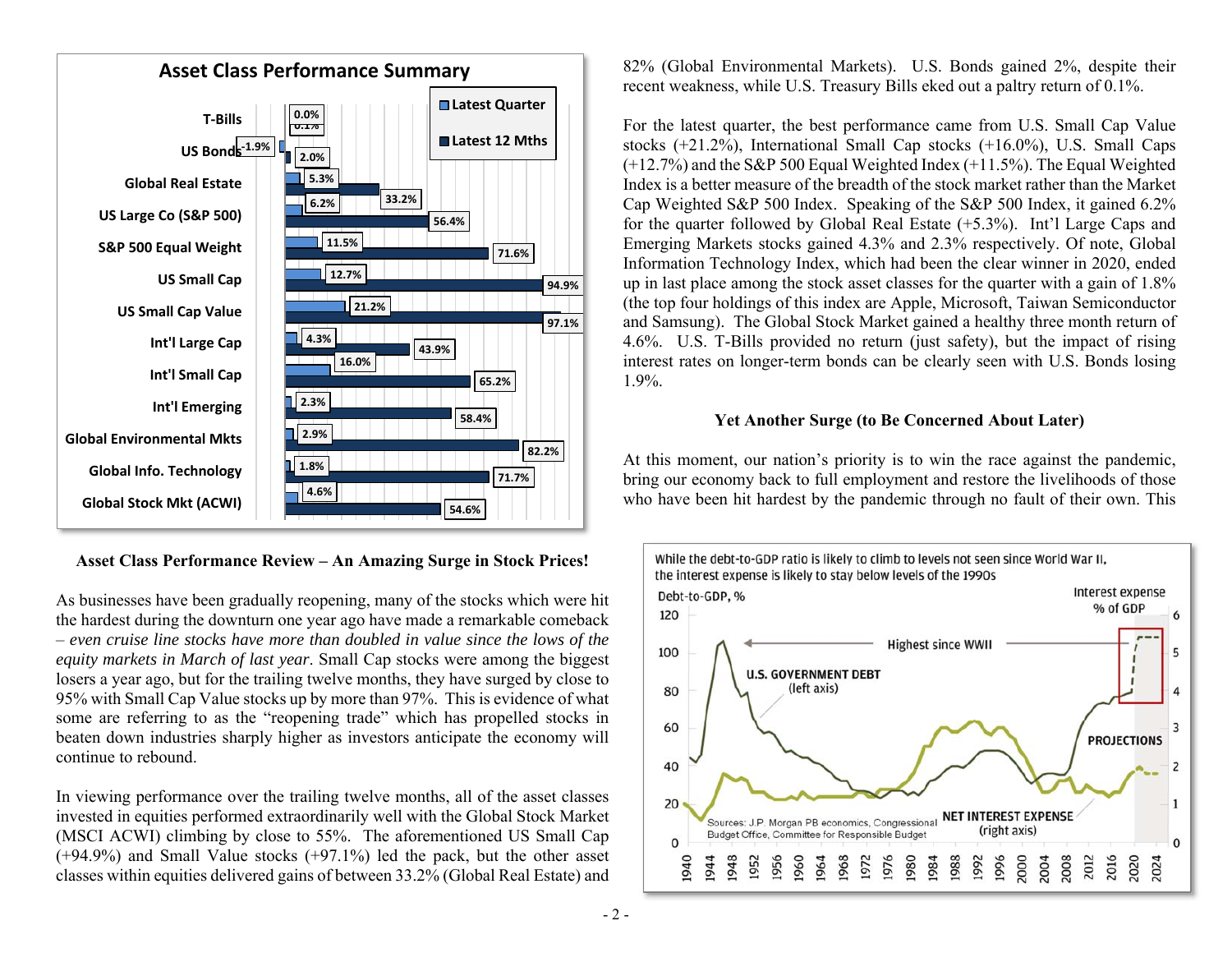**Asset Class Performance Summary**

| Asset Class | Latest Quarter | Latest 12 Mths |
|---|---|---|
| T-Bills | 0.0% | 0.1% |
| US Bonds | -1.9% | 2.0% |
| Global Real Estate | 5.3% | 33.2% |
| US Large Co (S&P 500) | 6.2% | 56.4% |
| S&P 500 Equal Weight | 11.5% | 71.6% |
| US Small Cap | 12.7% | 94.9% |
| US Small Cap Value | 21.2% | 97.1% |
| Int'l Large Cap | 4.3% | 43.9% |
| Int'l Small Cap | 16.0% | 65.2% |
| Int'l Emerging | 2.3% | 58.4% |
| Global Environmental Mkts | 2.9% | 82.2% |
| Global Info. Technology | 1.8% | 71.7% |
| Global Stock Mkt (ACWI) | 4.6% | 54.6% |

### Asset Class Performance Review – An Amazing Surge in Stock Prices!

As businesses have been gradually reopening, many of the stocks which were hit the hardest during the downturn one year ago have made a remarkable comeback – *even cruise line stocks have more than doubled in value since the lows of the equity markets in March of last year*. Small Cap stocks were among the biggest losers a year ago, but for the trailing twelve months, they have surged by close to 95% with Small Cap Value stocks up by more than 97%. This is evidence of what some are referring to as the "reopening trade" which has propelled stocks in beaten down industries sharply higher as investors anticipate the economy will continue to rebound.

In viewing performance over the trailing twelve months, all of the asset classes invested in equities performed extraordinarily well with the Global Stock Market (MSCI ACWI) climbing by close to 55%. The aforementioned US Small Cap (+94.9%) and Small Value stocks (+97.1%) led the pack, but the other asset classes within equities delivered gains of between 33.2% (Global Real Estate) and 82% (Global Environmental Markets). U.S. Bonds gained 2%, despite their recent weakness, while U.S. Treasury Bills eked out a paltry return of 0.1%.

For the latest quarter, the best performance came from U.S. Small Cap Value stocks (+21.2%), International Small Cap stocks (+16.0%), U.S. Small Caps (+12.7%) and the S&P 500 Equal Weighted Index (+11.5%). The Equal Weighted Index is a better measure of the breadth of the stock market rather than the Market Cap Weighted S&P 500 Index. Speaking of the S&P 500 Index, it gained 6.2% for the quarter followed by Global Real Estate (+5.3%). Int'l Large Caps and Emerging Markets stocks gained 4.3% and 2.3% respectively. Of note, Global Information Technology Index, which had been the clear winner in 2020, ended up in last place among the stock asset classes for the quarter with a gain of 1.8% (the top four holdings of this index are Apple, Microsoft, Taiwan Semiconductor and Samsung). The Global Stock Market gained a healthy three month return of 4.6%. U.S. T-Bills provided no return (just safety), but the impact of rising interest rates on longer-term bonds can be clearly seen with U.S. Bonds losing 1.9%.

### Yet Another Surge (to Be Concerned About Later)

At this moment, our nation's priority is to win the race against the pandemic, bring our economy back to full employment and restore the livelihoods of those who have been hit hardest by the pandemic through no fault of their own. This

While the debt-to-GDP ratio is likely to climb to levels not seen since World War II, the interest expense is likely to stay below levels of the 1990s

Sources: J.P. Morgan PB economics, Congressional Budget Office, Committee for Responsible Budget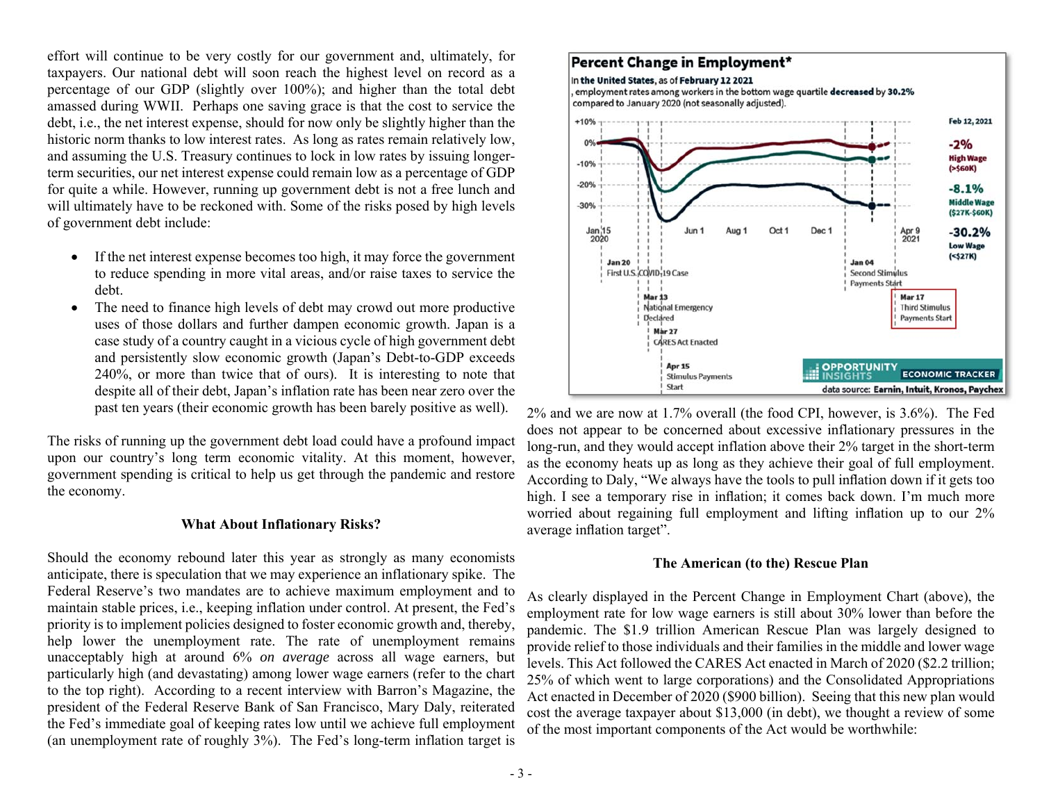effort will continue to be very costly for our government and, ultimately, for taxpayers. Our national debt will soon reach the highest level on record as a percentage of our GDP (slightly over 100%); and higher than the total debt amassed during WWII. Perhaps one saving grace is that the cost to service the debt, i.e., the net interest expense, should for now only be slightly higher than the historic norm thanks to low interest rates. As long as rates remain relatively low, and assuming the U.S. Treasury continues to lock in low rates by issuing longer-term securities, our net interest expense could remain low as a percentage of GDP for quite a while. However, running up government debt is not a free lunch and will ultimately have to be reckoned with. Some of the risks posed by high levels of government debt include:

- If the net interest expense becomes too high, it may force the government to reduce spending in more vital areas, and/or raise taxes to service the debt.
- The need to finance high levels of debt may crowd out more productive uses of those dollars and further dampen economic growth. Japan is a case study of a country caught in a vicious cycle of high government debt and persistently slow economic growth (Japan's Debt-to-GDP exceeds 240%, or more than twice that of ours). It is interesting to note that despite all of their debt, Japan's inflation rate has been near zero over the past ten years (their economic growth has been barely positive as well).

The risks of running up the government debt load could have a profound impact upon our country's long term economic vitality. At this moment, however, government spending is critical to help us get through the pandemic and restore the economy.

### What About Inflationary Risks?

Should the economy rebound later this year as strongly as many economists anticipate, there is speculation that we may experience an inflationary spike. The Federal Reserve's two mandates are to achieve maximum employment and to maintain stable prices, i.e., keeping inflation under control. At present, the Fed's priority is to implement policies designed to foster economic growth and, thereby, help lower the unemployment rate. The rate of unemployment remains unacceptably high at around 6% *on average* across all wage earners, but particularly high (and devastating) among lower wage earners (refer to the chart to the top right). According to a recent interview with Barron's Magazine, the president of the Federal Reserve Bank of San Francisco, Mary Daly, reiterated the Fed's immediate goal of keeping rates low until we achieve full employment (an unemployment rate of roughly 3%). The Fed's long-term inflation target is 2% and we are now at 1.7% overall (the food CPI, however, is 3.6%). The Fed does not appear to be concerned about excessive inflationary pressures in the long-run, and they would accept inflation above their 2% target in the short-term as the economy heats up as long as they achieve their goal of full employment. According to Daly, "We always have the tools to pull inflation down if it gets too high. I see a temporary rise in inflation; it comes back down. I'm much more worried about regaining full employment and lifting inflation up to our 2% average inflation target".

**Percent Change in Employment***

In **the United States**, as of **February 12 2021**, employment rates among workers in the bottom wage quartile **decreased** by **30.2%** compared to January 2020 (not seasonally adjusted).

Feb 12, 2021: **-2%** High Wage (>$60K); **-8.1%** Middle Wage ($27K-$60K); **-30.2%** Low Wage (<$27K)

Jan 20 First U.S. COVID-19 Case; Mar 13 National Emergency Declared; Mar 27 CARES Act Enacted; Apr 15 Stimulus Payments Start; Jan 04 Second Stimulus Payments Start; Mar 17 Third Stimulus Payments Start

OPPORTUNITY INSIGHTS ECONOMIC TRACKER — data source: Earnin, Intuit, Kronos, Paychex

### The American (to the) Rescue Plan

As clearly displayed in the Percent Change in Employment Chart (above), the employment rate for low wage earners is still about 30% lower than before the pandemic. The $1.9 trillion American Rescue Plan was largely designed to provide relief to those individuals and their families in the middle and lower wage levels. This Act followed the CARES Act enacted in March of 2020 ($2.2 trillion; 25% of which went to large corporations) and the Consolidated Appropriations Act enacted in December of 2020 ($900 billion). Seeing that this new plan would cost the average taxpayer about $13,000 (in debt), we thought a review of some of the most important components of the Act would be worthwhile: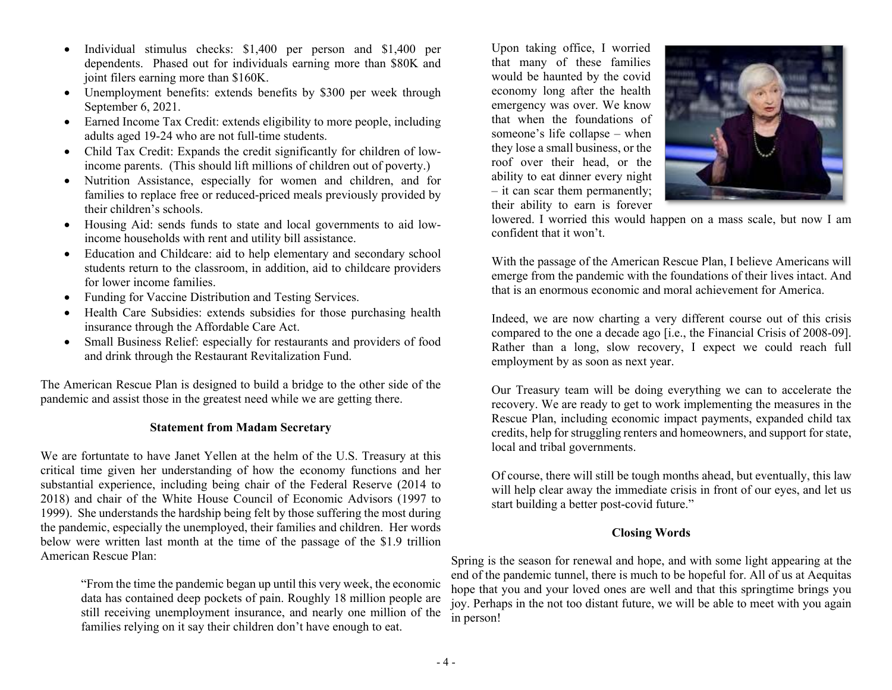- Individual stimulus checks: $1,400 per person and $1,400 per dependents. Phased out for individuals earning more than $80K and joint filers earning more than $160K.
- Unemployment benefits: extends benefits by $300 per week through September 6, 2021.
- Earned Income Tax Credit: extends eligibility to more people, including adults aged 19-24 who are not full-time students.
- Child Tax Credit: Expands the credit significantly for children of low-income parents. (This should lift millions of children out of poverty.)
- Nutrition Assistance, especially for women and children, and for families to replace free or reduced-priced meals previously provided by their children's schools.
- Housing Aid: sends funds to state and local governments to aid low-income households with rent and utility bill assistance.
- Education and Childcare: aid to help elementary and secondary school students return to the classroom, in addition, aid to childcare providers for lower income families.
- Funding for Vaccine Distribution and Testing Services.
- Health Care Subsidies: extends subsidies for those purchasing health insurance through the Affordable Care Act.
- Small Business Relief: especially for restaurants and providers of food and drink through the Restaurant Revitalization Fund.

The American Rescue Plan is designed to build a bridge to the other side of the pandemic and assist those in the greatest need while we are getting there.

**Statement from Madam Secretary**

We are fortuntate to have Janet Yellen at the helm of the U.S. Treasury at this critical time given her understanding of how the economy functions and her substantial experience, including being chair of the Federal Reserve (2014 to 2018) and chair of the White House Council of Economic Advisors (1997 to 1999). She understands the hardship being felt by those suffering the most during the pandemic, especially the unemployed, their families and children. Her words below were written last month at the time of the passage of the $1.9 trillion American Rescue Plan:

> "From the time the pandemic began up until this very week, the economic data has contained deep pockets of pain. Roughly 18 million people are still receiving unemployment insurance, and nearly one million of the families relying on it say their children don't have enough to eat.
>
> Upon taking office, I worried that many of these families would be haunted by the covid economy long after the health emergency was over. We know that when the foundations of someone's life collapse – when they lose a small business, or the roof over their head, or the ability to eat dinner every night – it can scar them permanently; their ability to earn is forever lowered. I worried this would happen on a mass scale, but now I am confident that it won't.
>
> With the passage of the American Rescue Plan, I believe Americans will emerge from the pandemic with the foundations of their lives intact. And that is an enormous economic and moral achievement for America.
>
> Indeed, we are now charting a very different course out of this crisis compared to the one a decade ago [i.e., the Financial Crisis of 2008-09]. Rather than a long, slow recovery, I expect we could reach full employment by as soon as next year.
>
> Our Treasury team will be doing everything we can to accelerate the recovery. We are ready to get to work implementing the measures in the Rescue Plan, including economic impact payments, expanded child tax credits, help for struggling renters and homeowners, and support for state, local and tribal governments.
>
> Of course, there will still be tough months ahead, but eventually, this law will help clear away the immediate crisis in front of our eyes, and let us start building a better post-covid future."

**Closing Words**

Spring is the season for renewal and hope, and with some light appearing at the end of the pandemic tunnel, there is much to be hopeful for. All of us at Aequitas hope that you and your loved ones are well and that this springtime brings you joy. Perhaps in the not too distant future, we will be able to meet with you again in person!